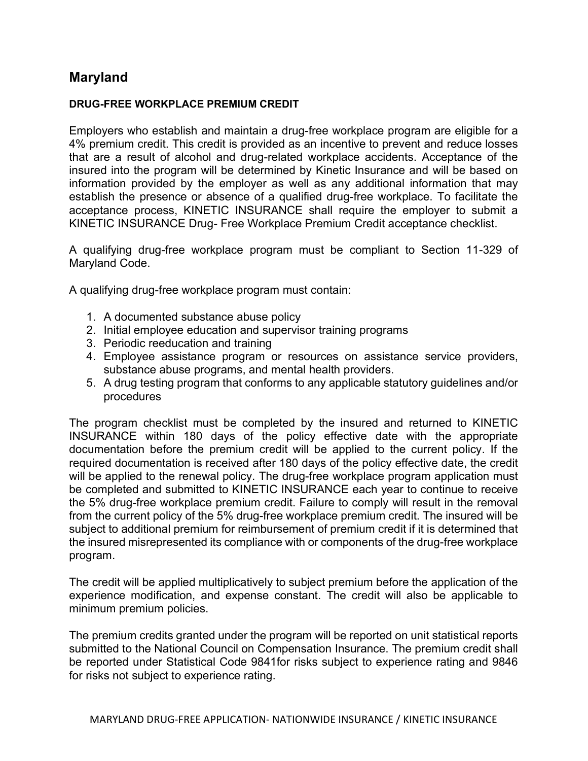# Maryland

## DRUG-FREE WORKPLACE PREMIUM CREDIT

Employers who establish and maintain a drug-free workplace program are eligible for a 4% premium credit. This credit is provided as an incentive to prevent and reduce losses that are a result of alcohol and drug-related workplace accidents. Acceptance of the insured into the program will be determined by Kinetic Insurance and will be based on information provided by the employer as well as any additional information that may establish the presence or absence of a qualified drug-free workplace. To facilitate the acceptance process, KINETIC INSURANCE shall require the employer to submit a KINETIC INSURANCE Drug- Free Workplace Premium Credit acceptance checklist.

A qualifying drug-free workplace program must be compliant to Section 11-329 of Maryland Code.

A qualifying drug-free workplace program must contain:

1. A documented substance abuse policy
2. Initial employee education and supervisor training programs
3. Periodic reeducation and training
4. Employee assistance program or resources on assistance service providers, substance abuse programs, and mental health providers.
5. A drug testing program that conforms to any applicable statutory guidelines and/or procedures

The program checklist must be completed by the insured and returned to KINETIC INSURANCE within 180 days of the policy effective date with the appropriate documentation before the premium credit will be applied to the current policy. If the required documentation is received after 180 days of the policy effective date, the credit will be applied to the renewal policy. The drug-free workplace program application must be completed and submitted to KINETIC INSURANCE each year to continue to receive the 5% drug-free workplace premium credit. Failure to comply will result in the removal from the current policy of the 5% drug-free workplace premium credit. The insured will be subject to additional premium for reimbursement of premium credit if it is determined that the insured misrepresented its compliance with or components of the drug-free workplace program.

The credit will be applied multiplicatively to subject premium before the application of the experience modification, and expense constant. The credit will also be applicable to minimum premium policies.

The premium credits granted under the program will be reported on unit statistical reports submitted to the National Council on Compensation Insurance. The premium credit shall be reported under Statistical Code 9841for risks subject to experience rating and 9846 for risks not subject to experience rating.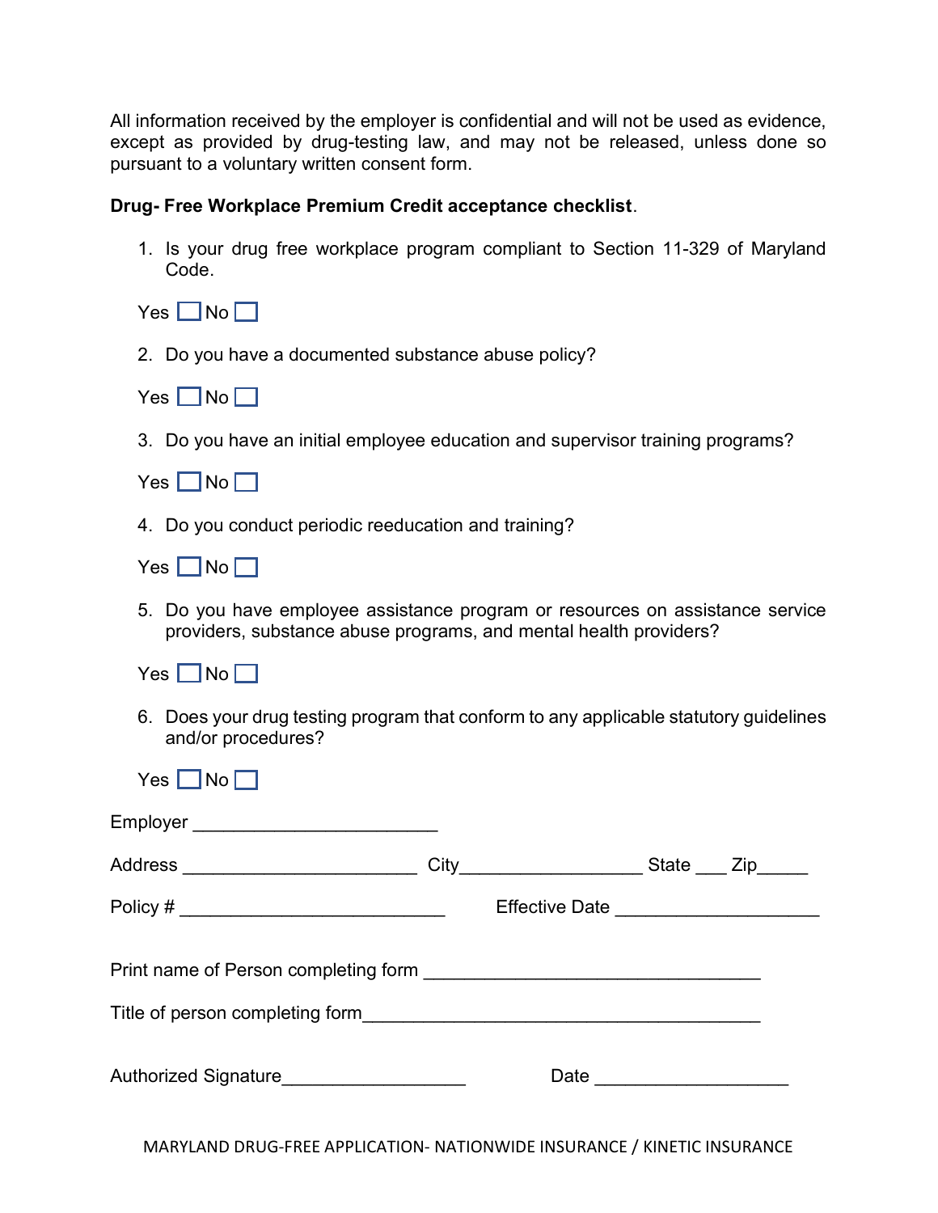All information received by the employer is confidential and will not be used as evidence, except as provided by drug-testing law, and may not be released, unless done so pursuant to a voluntary written consent form.

**Drug- Free Workplace Premium Credit acceptance checklist**.

1. Is your drug free workplace program compliant to Section 11-329 of Maryland Code.

   Yes ☐ No ☐

2. Do you have a documented substance abuse policy?

   Yes ☐ No ☐

3. Do you have an initial employee education and supervisor training programs?

   Yes ☐ No ☐

4. Do you conduct periodic reeducation and training?

   Yes ☐ No ☐

5. Do you have employee assistance program or resources on assistance service providers, substance abuse programs, and mental health providers?

   Yes ☐ No ☐

6. Does your drug testing program that conform to any applicable statutory guidelines and/or procedures?

   Yes ☐ No ☐

Employer ________________________

Address _______________________ City__________________ State ___ Zip_____

Policy # __________________________ Effective Date ____________________

Print name of Person completing form _________________________________

Title of person completing form_______________________________________

Authorized Signature__________________ Date ___________________

MARYLAND DRUG-FREE APPLICATION- NATIONWIDE INSURANCE / KINETIC INSURANCE